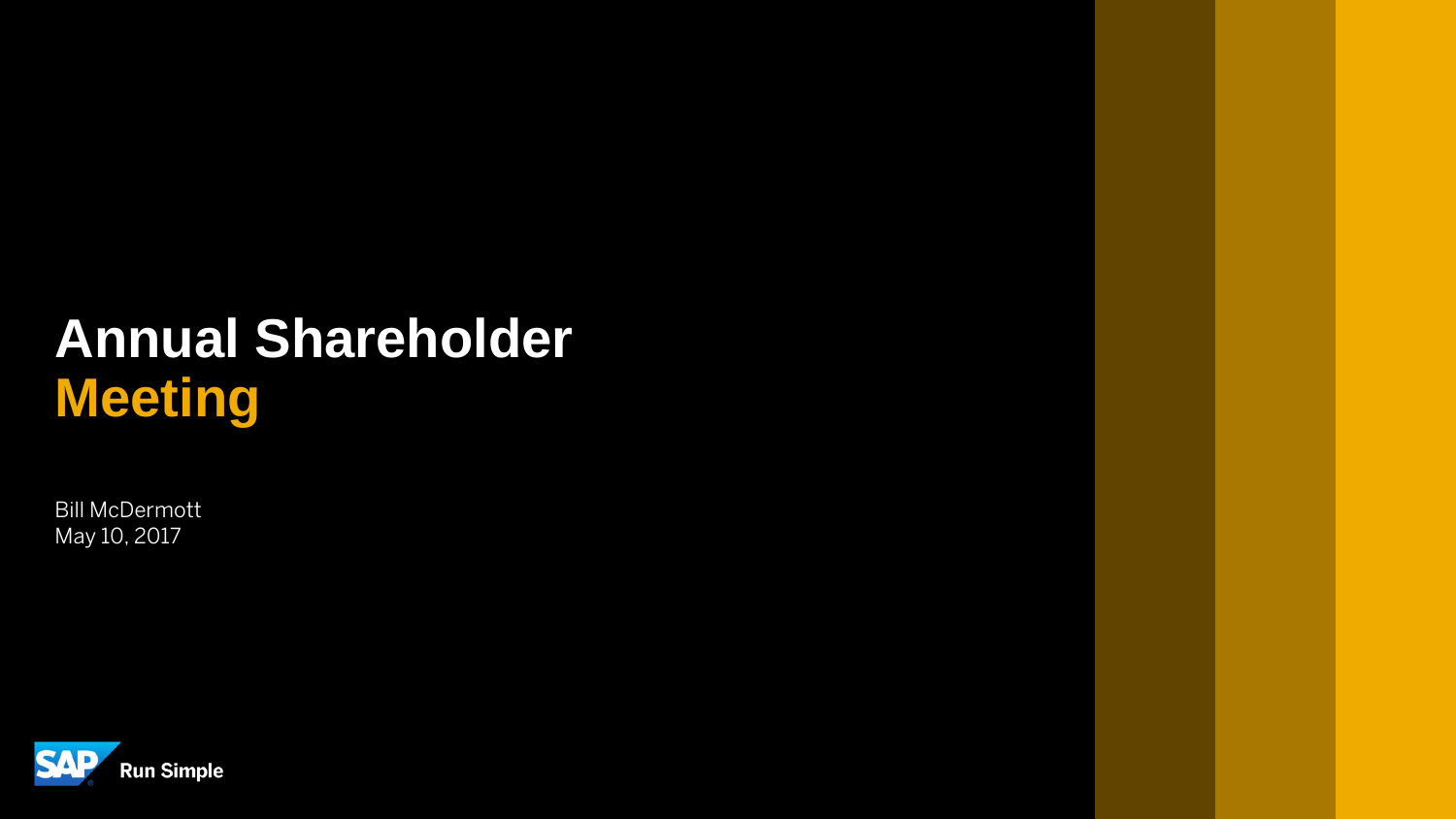# Annual Shareholder Meeting

Bill McDermott
May 10, 2017

Run Simple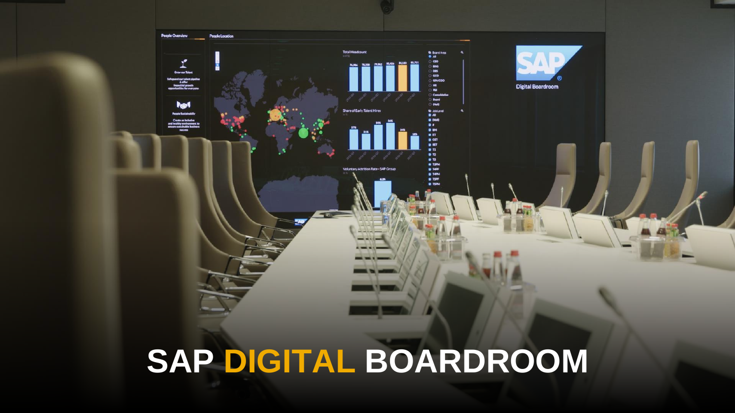# SAP DIGITAL BOARDROOM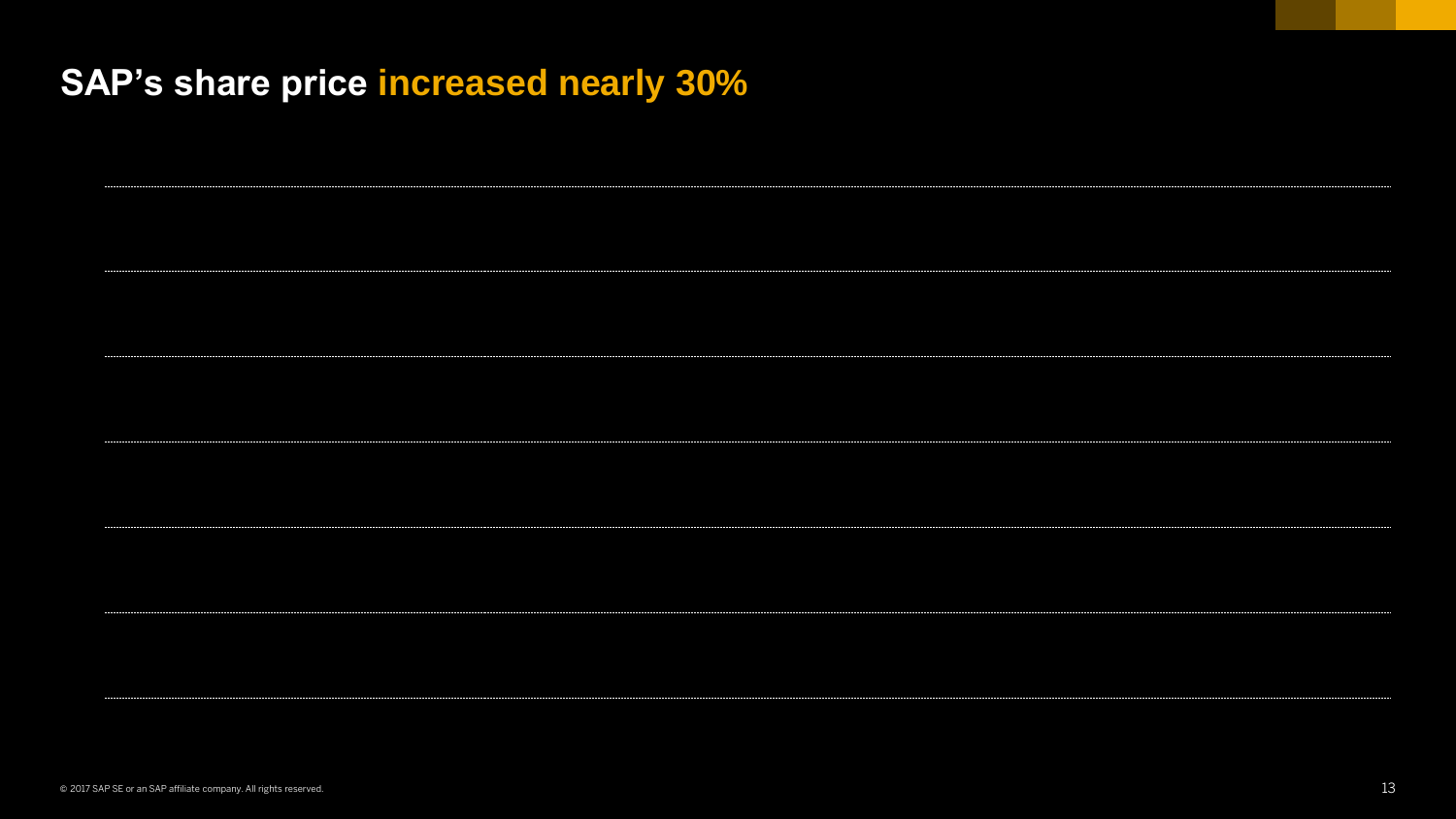# SAP's share price increased nearly 30%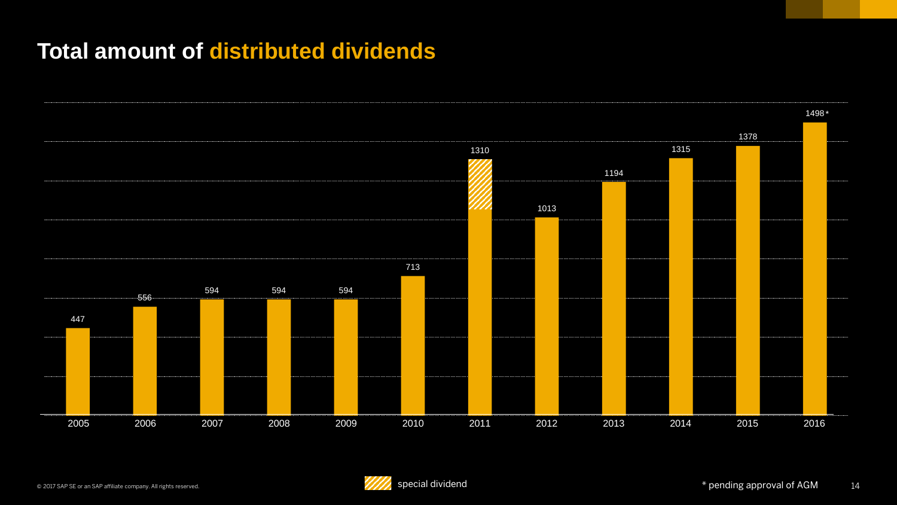# Total amount of distributed dividends

| Year | Amount |
|---|---|
| 2005 | 447 |
| 2006 | 556 |
| 2007 | 594 |
| 2008 | 594 |
| 2009 | 594 |
| 2010 | 713 |
| 2011 | 1310 |
| 2012 | 1013 |
| 2013 | 1194 |
| 2014 | 1315 |
| 2015 | 1378 |
| 2016 | 1498* |

special dividend

* pending approval of AGM

© 2017 SAP SE or an SAP affiliate company. All rights reserved.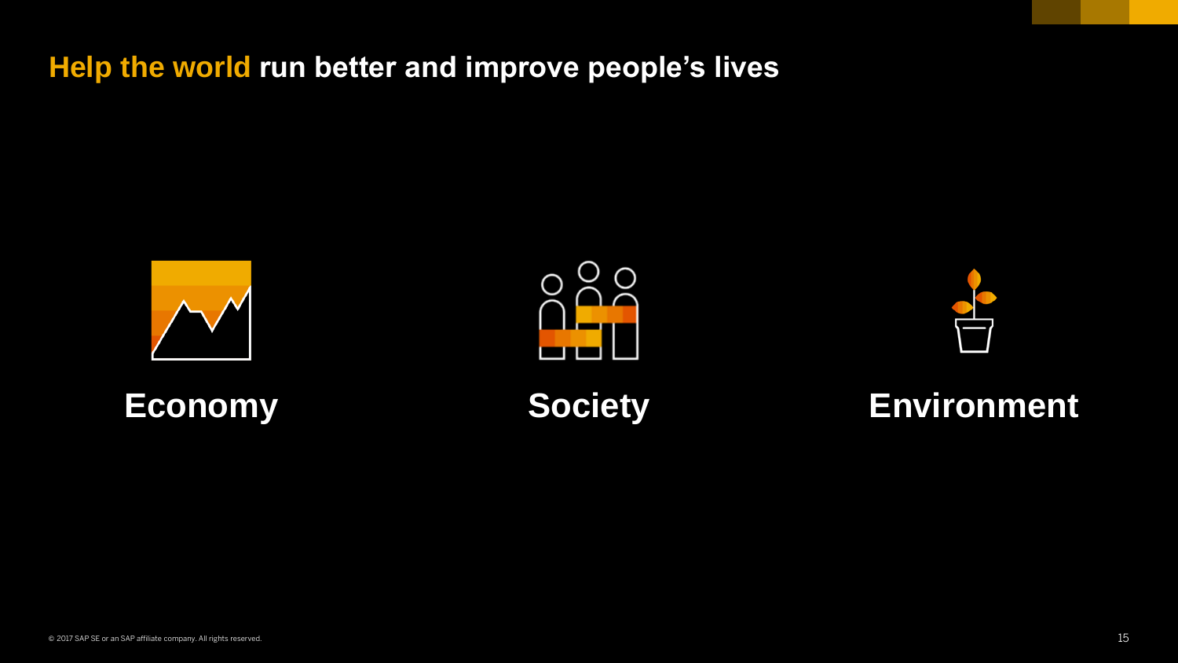# Help the world run better and improve people's lives

**Economy**

**Society**

**Environment**

© 2017 SAP SE or an SAP affiliate company. All rights reserved.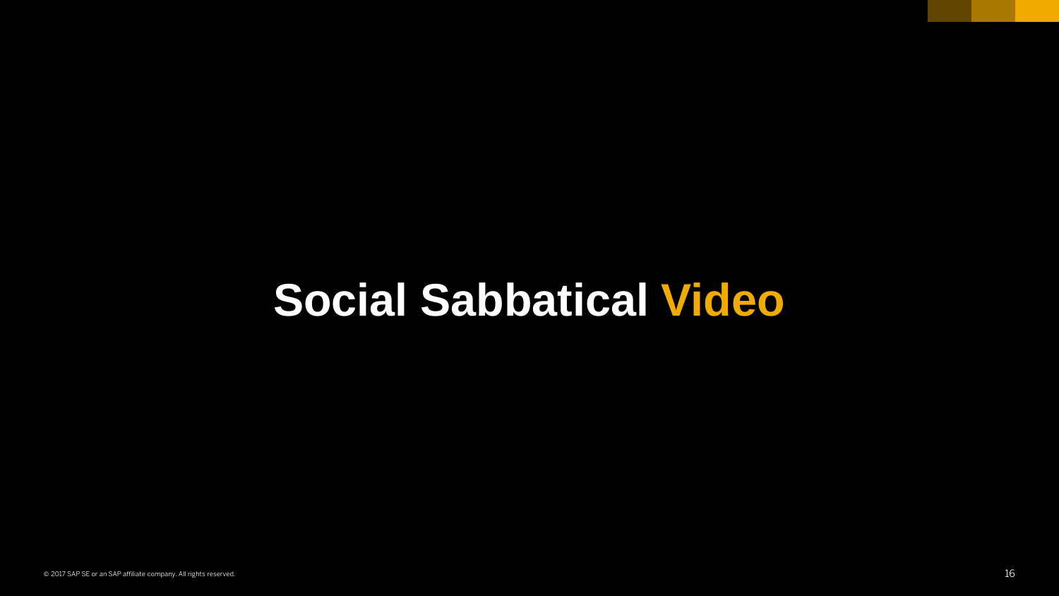# Social Sabbatical Video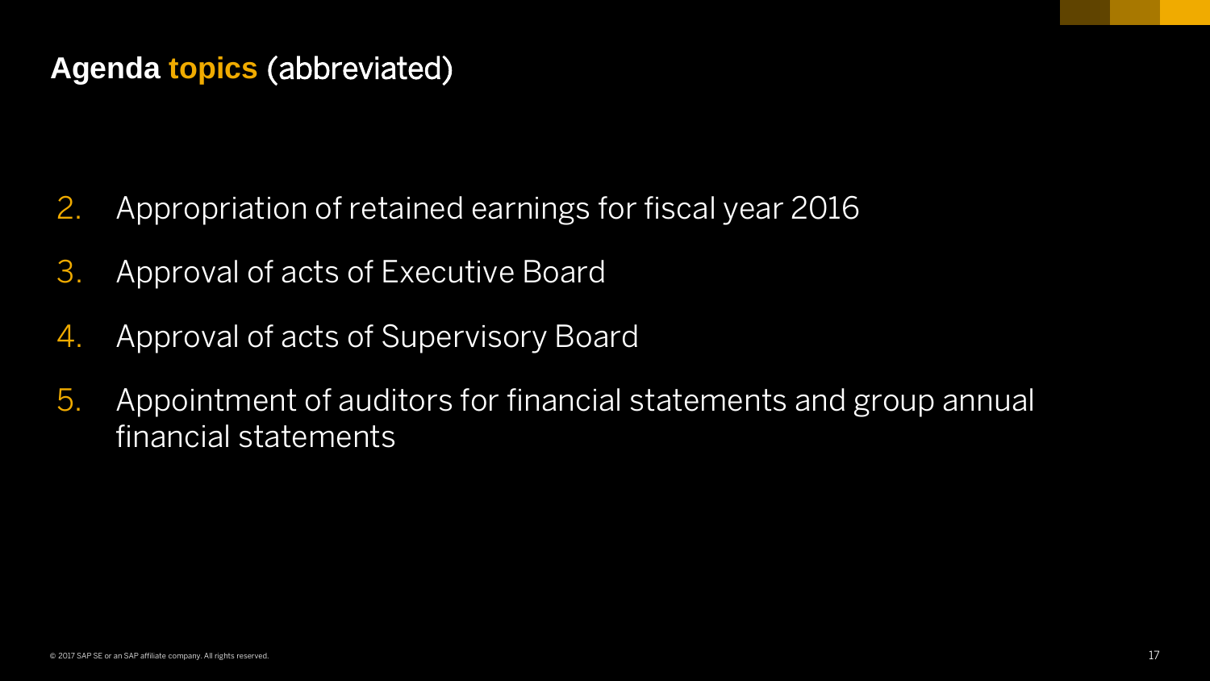## Agenda topics (abbreviated)

2. Appropriation of retained earnings for fiscal year 2016
3. Approval of acts of Executive Board
4. Approval of acts of Supervisory Board
5. Appointment of auditors for financial statements and group annual financial statements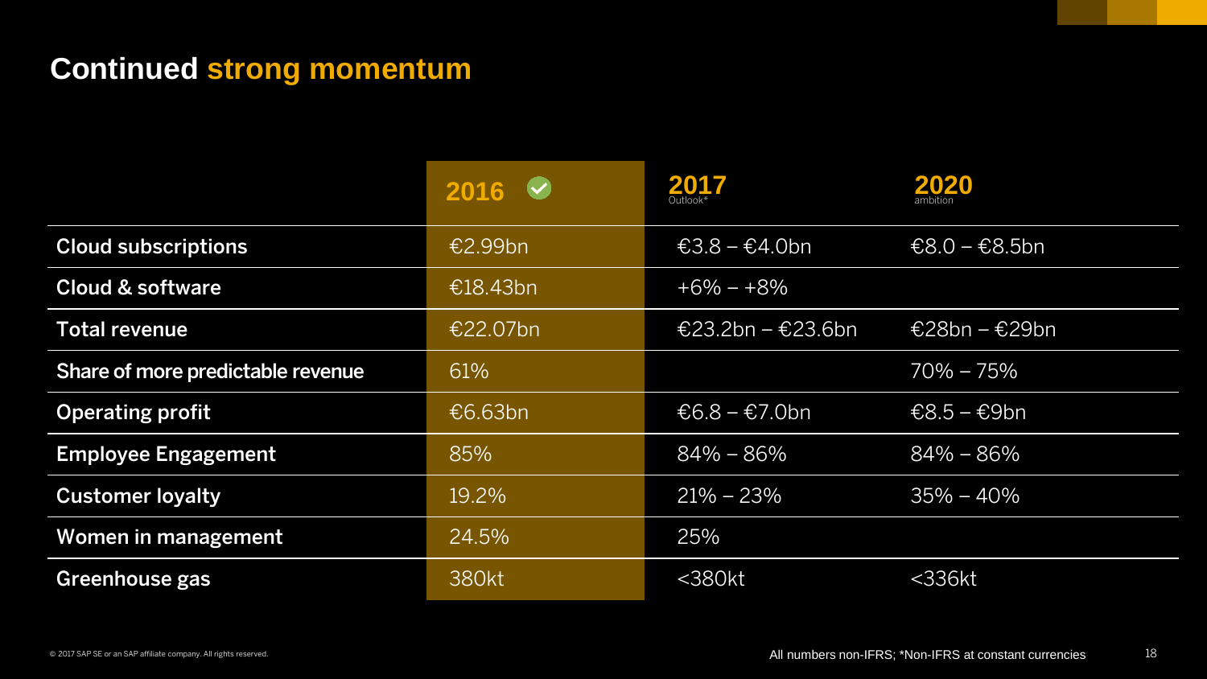# Continued strong momentum

| | 2016 ✓ | 2017 Outlook* | 2020 ambition |
|---|---|---|---|
| **Cloud subscriptions** | €2.99bn | €3.8 – €4.0bn | €8.0 – €8.5bn |
| **Cloud & software** | €18.43bn | +6% – +8% | |
| **Total revenue** | €22.07bn | €23.2bn – €23.6bn | €28bn – €29bn |
| **Share of more predictable revenue** | 61% | | 70% – 75% |
| **Operating profit** | €6.63bn | €6.8 – €7.0bn | €8.5 – €9bn |
| **Employee Engagement** | 85% | 84% – 86% | 84% – 86% |
| **Customer loyalty** | 19.2% | 21% – 23% | 35% – 40% |
| **Women in management** | 24.5% | 25% | |
| **Greenhouse gas** | 380kt | <380kt | <336kt |

All numbers non-IFRS; *Non-IFRS at constant currencies

© 2017 SAP SE or an SAP affiliate company. All rights reserved.